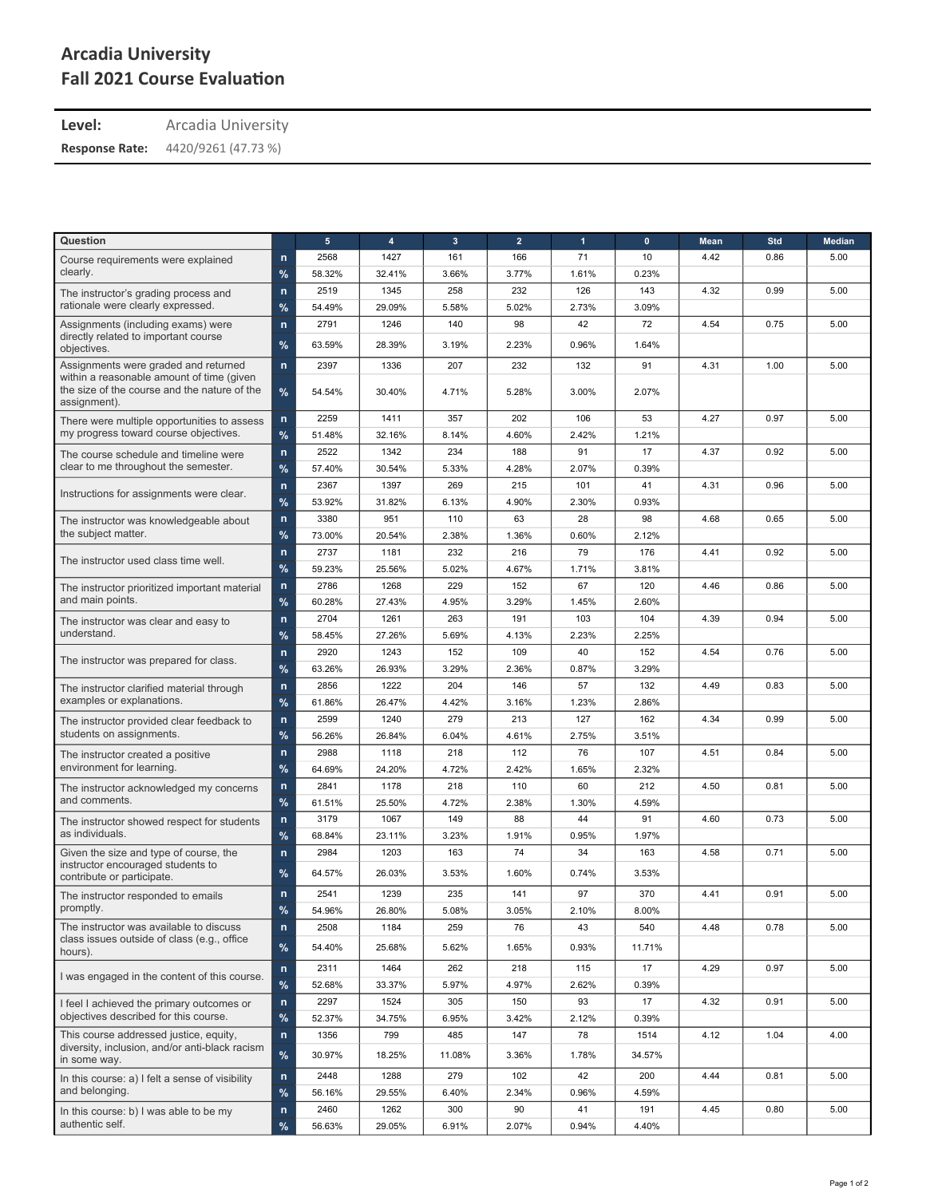# Arcadia University
# Fall 2021 Course Evaluation

**Level:** Arcadia University

**Response Rate:** 4420/9261 (47.73 %)

| Question | | 5 | 4 | 3 | 2 | 1 | 0 | Mean | Std | Median |
|---|---|---|---|---|---|---|---|---|---|---|
| Course requirements were explained clearly. | n | 2568 | 1427 | 161 | 166 | 71 | 10 | 4.42 | 0.86 | 5.00 |
| | % | 58.32% | 32.41% | 3.66% | 3.77% | 1.61% | 0.23% | | | |
| The instructor's grading process and rationale were clearly expressed. | n | 2519 | 1345 | 258 | 232 | 126 | 143 | 4.32 | 0.99 | 5.00 |
| | % | 54.49% | 29.09% | 5.58% | 5.02% | 2.73% | 3.09% | | | |
| Assignments (including exams) were directly related to important course objectives. | n | 2791 | 1246 | 140 | 98 | 42 | 72 | 4.54 | 0.75 | 5.00 |
| | % | 63.59% | 28.39% | 3.19% | 2.23% | 0.96% | 1.64% | | | |
| Assignments were graded and returned within a reasonable amount of time (given the size of the course and the nature of the assignment). | n | 2397 | 1336 | 207 | 232 | 132 | 91 | 4.31 | 1.00 | 5.00 |
| | % | 54.54% | 30.40% | 4.71% | 5.28% | 3.00% | 2.07% | | | |
| There were multiple opportunities to assess my progress toward course objectives. | n | 2259 | 1411 | 357 | 202 | 106 | 53 | 4.27 | 0.97 | 5.00 |
| | % | 51.48% | 32.16% | 8.14% | 4.60% | 2.42% | 1.21% | | | |
| The course schedule and timeline were clear to me throughout the semester. | n | 2522 | 1342 | 234 | 188 | 91 | 17 | 4.37 | 0.92 | 5.00 |
| | % | 57.40% | 30.54% | 5.33% | 4.28% | 2.07% | 0.39% | | | |
| Instructions for assignments were clear. | n | 2367 | 1397 | 269 | 215 | 101 | 41 | 4.31 | 0.96 | 5.00 |
| | % | 53.92% | 31.82% | 6.13% | 4.90% | 2.30% | 0.93% | | | |
| The instructor was knowledgeable about the subject matter. | n | 3380 | 951 | 110 | 63 | 28 | 98 | 4.68 | 0.65 | 5.00 |
| | % | 73.00% | 20.54% | 2.38% | 1.36% | 0.60% | 2.12% | | | |
| The instructor used class time well. | n | 2737 | 1181 | 232 | 216 | 79 | 176 | 4.41 | 0.92 | 5.00 |
| | % | 59.23% | 25.56% | 5.02% | 4.67% | 1.71% | 3.81% | | | |
| The instructor prioritized important material and main points. | n | 2786 | 1268 | 229 | 152 | 67 | 120 | 4.46 | 0.86 | 5.00 |
| | % | 60.28% | 27.43% | 4.95% | 3.29% | 1.45% | 2.60% | | | |
| The instructor was clear and easy to understand. | n | 2704 | 1261 | 263 | 191 | 103 | 104 | 4.39 | 0.94 | 5.00 |
| | % | 58.45% | 27.26% | 5.69% | 4.13% | 2.23% | 2.25% | | | |
| The instructor was prepared for class. | n | 2920 | 1243 | 152 | 109 | 40 | 152 | 4.54 | 0.76 | 5.00 |
| | % | 63.26% | 26.93% | 3.29% | 2.36% | 0.87% | 3.29% | | | |
| The instructor clarified material through examples or explanations. | n | 2856 | 1222 | 204 | 146 | 57 | 132 | 4.49 | 0.83 | 5.00 |
| | % | 61.86% | 26.47% | 4.42% | 3.16% | 1.23% | 2.86% | | | |
| The instructor provided clear feedback to students on assignments. | n | 2599 | 1240 | 279 | 213 | 127 | 162 | 4.34 | 0.99 | 5.00 |
| | % | 56.26% | 26.84% | 6.04% | 4.61% | 2.75% | 3.51% | | | |
| The instructor created a positive environment for learning. | n | 2988 | 1118 | 218 | 112 | 76 | 107 | 4.51 | 0.84 | 5.00 |
| | % | 64.69% | 24.20% | 4.72% | 2.42% | 1.65% | 2.32% | | | |
| The instructor acknowledged my concerns and comments. | n | 2841 | 1178 | 218 | 110 | 60 | 212 | 4.50 | 0.81 | 5.00 |
| | % | 61.51% | 25.50% | 4.72% | 2.38% | 1.30% | 4.59% | | | |
| The instructor showed respect for students as individuals. | n | 3179 | 1067 | 149 | 88 | 44 | 91 | 4.60 | 0.73 | 5.00 |
| | % | 68.84% | 23.11% | 3.23% | 1.91% | 0.95% | 1.97% | | | |
| Given the size and type of course, the instructor encouraged students to contribute or participate. | n | 2984 | 1203 | 163 | 74 | 34 | 163 | 4.58 | 0.71 | 5.00 |
| | % | 64.57% | 26.03% | 3.53% | 1.60% | 0.74% | 3.53% | | | |
| The instructor responded to emails promptly. | n | 2541 | 1239 | 235 | 141 | 97 | 370 | 4.41 | 0.91 | 5.00 |
| | % | 54.96% | 26.80% | 5.08% | 3.05% | 2.10% | 8.00% | | | |
| The instructor was available to discuss class issues outside of class (e.g., office hours). | n | 2508 | 1184 | 259 | 76 | 43 | 540 | 4.48 | 0.78 | 5.00 |
| | % | 54.40% | 25.68% | 5.62% | 1.65% | 0.93% | 11.71% | | | |
| I was engaged in the content of this course. | n | 2311 | 1464 | 262 | 218 | 115 | 17 | 4.29 | 0.97 | 5.00 |
| | % | 52.68% | 33.37% | 5.97% | 4.97% | 2.62% | 0.39% | | | |
| I feel I achieved the primary outcomes or objectives described for this course. | n | 2297 | 1524 | 305 | 150 | 93 | 17 | 4.32 | 0.91 | 5.00 |
| | % | 52.37% | 34.75% | 6.95% | 3.42% | 2.12% | 0.39% | | | |
| This course addressed justice, equity, diversity, inclusion, and/or anti-black racism in some way. | n | 1356 | 799 | 485 | 147 | 78 | 1514 | 4.12 | 1.04 | 4.00 |
| | % | 30.97% | 18.25% | 11.08% | 3.36% | 1.78% | 34.57% | | | |
| In this course: a) I felt a sense of visibility and belonging. | n | 2448 | 1288 | 279 | 102 | 42 | 200 | 4.44 | 0.81 | 5.00 |
| | % | 56.16% | 29.55% | 6.40% | 2.34% | 0.96% | 4.59% | | | |
| In this course: b) I was able to be my authentic self. | n | 2460 | 1262 | 300 | 90 | 41 | 191 | 4.45 | 0.80 | 5.00 |
| | % | 56.63% | 29.05% | 6.91% | 2.07% | 0.94% | 4.40% | | | |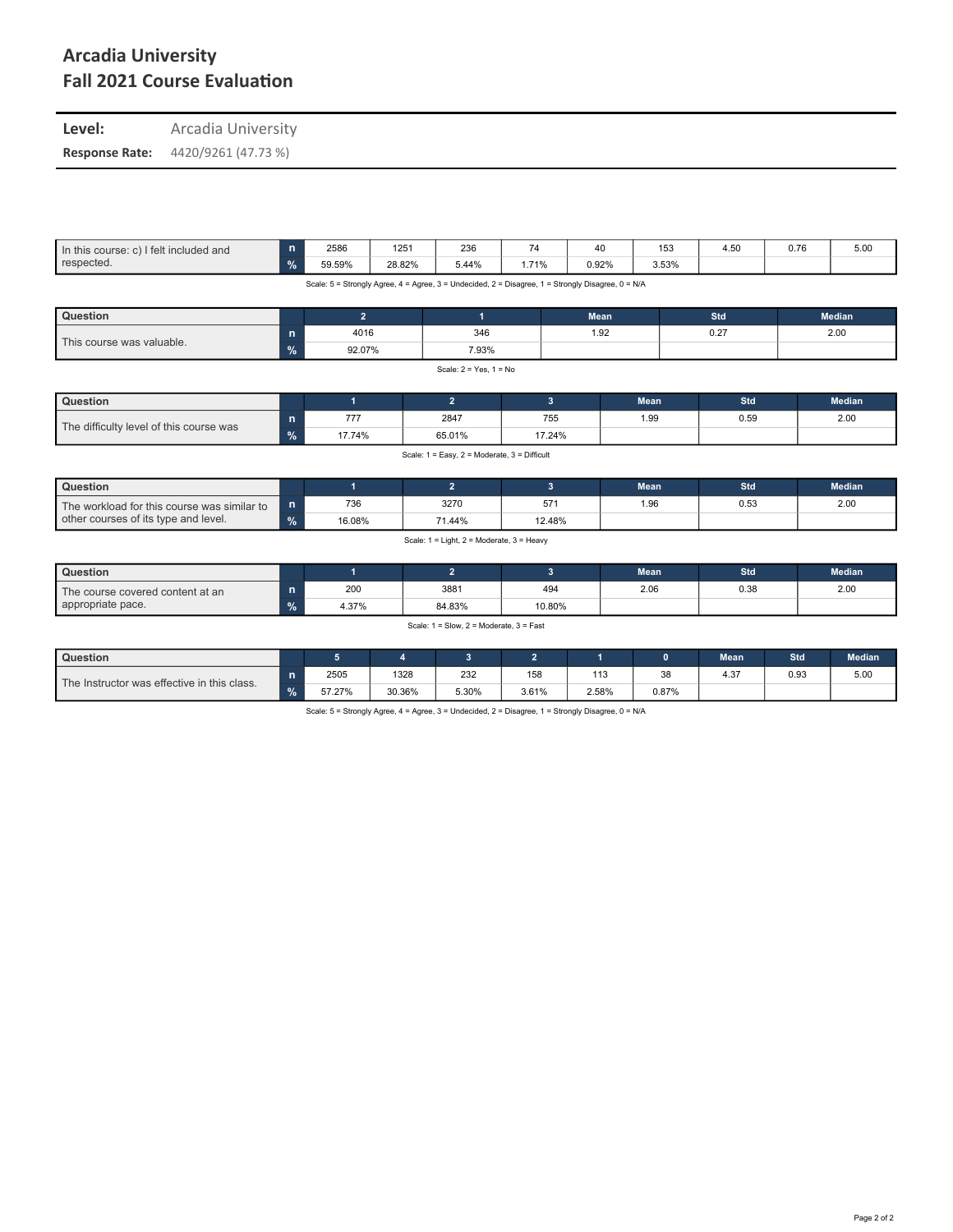# Arcadia University
# Fall 2021 Course Evaluation

**Level:** Arcadia University

**Response Rate:** 4420/9261 (47.73 %)

| | | | | | | | | | | |
|---|---|---|---|---|---|---|---|---|---|---|
| In this course: c) I felt included and respected. | n | 2586 | 1251 | 236 | 74 | 40 | 153 | 4.50 | 0.76 | 5.00 |
| | % | 59.59% | 28.82% | 5.44% | 1.71% | 0.92% | 3.53% | | | |

Scale: 5 = Strongly Agree, 4 = Agree, 3 = Undecided, 2 = Disagree, 1 = Strongly Disagree, 0 = N/A

| Question | | 2 | 1 | Mean | Std | Median |
|---|---|---|---|---|---|---|
| This course was valuable. | n | 4016 | 346 | 1.92 | 0.27 | 2.00 |
| | % | 92.07% | 7.93% | | | |

Scale: 2 = Yes, 1 = No

| Question | | 1 | 2 | 3 | Mean | Std | Median |
|---|---|---|---|---|---|---|---|
| The difficulty level of this course was | n | 777 | 2847 | 755 | 1.99 | 0.59 | 2.00 |
| | % | 17.74% | 65.01% | 17.24% | | | |

Scale: 1 = Easy, 2 = Moderate, 3 = Difficult

| Question | | 1 | 2 | 3 | Mean | Std | Median |
|---|---|---|---|---|---|---|---|
| The workload for this course was similar to other courses of its type and level. | n | 736 | 3270 | 571 | 1.96 | 0.53 | 2.00 |
| | % | 16.08% | 71.44% | 12.48% | | | |

Scale: 1 = Light, 2 = Moderate, 3 = Heavy

| Question | | 1 | 2 | 3 | Mean | Std | Median |
|---|---|---|---|---|---|---|---|
| The course covered content at an appropriate pace. | n | 200 | 3881 | 494 | 2.06 | 0.38 | 2.00 |
| | % | 4.37% | 84.83% | 10.80% | | | |

Scale: 1 = Slow, 2 = Moderate, 3 = Fast

| Question | | 5 | 4 | 3 | 2 | 1 | 0 | Mean | Std | Median |
|---|---|---|---|---|---|---|---|---|---|---|
| The Instructor was effective in this class. | n | 2505 | 1328 | 232 | 158 | 113 | 38 | 4.37 | 0.93 | 5.00 |
| | % | 57.27% | 30.36% | 5.30% | 3.61% | 2.58% | 0.87% | | | |

Scale: 5 = Strongly Agree, 4 = Agree, 3 = Undecided, 2 = Disagree, 1 = Strongly Disagree, 0 = N/A